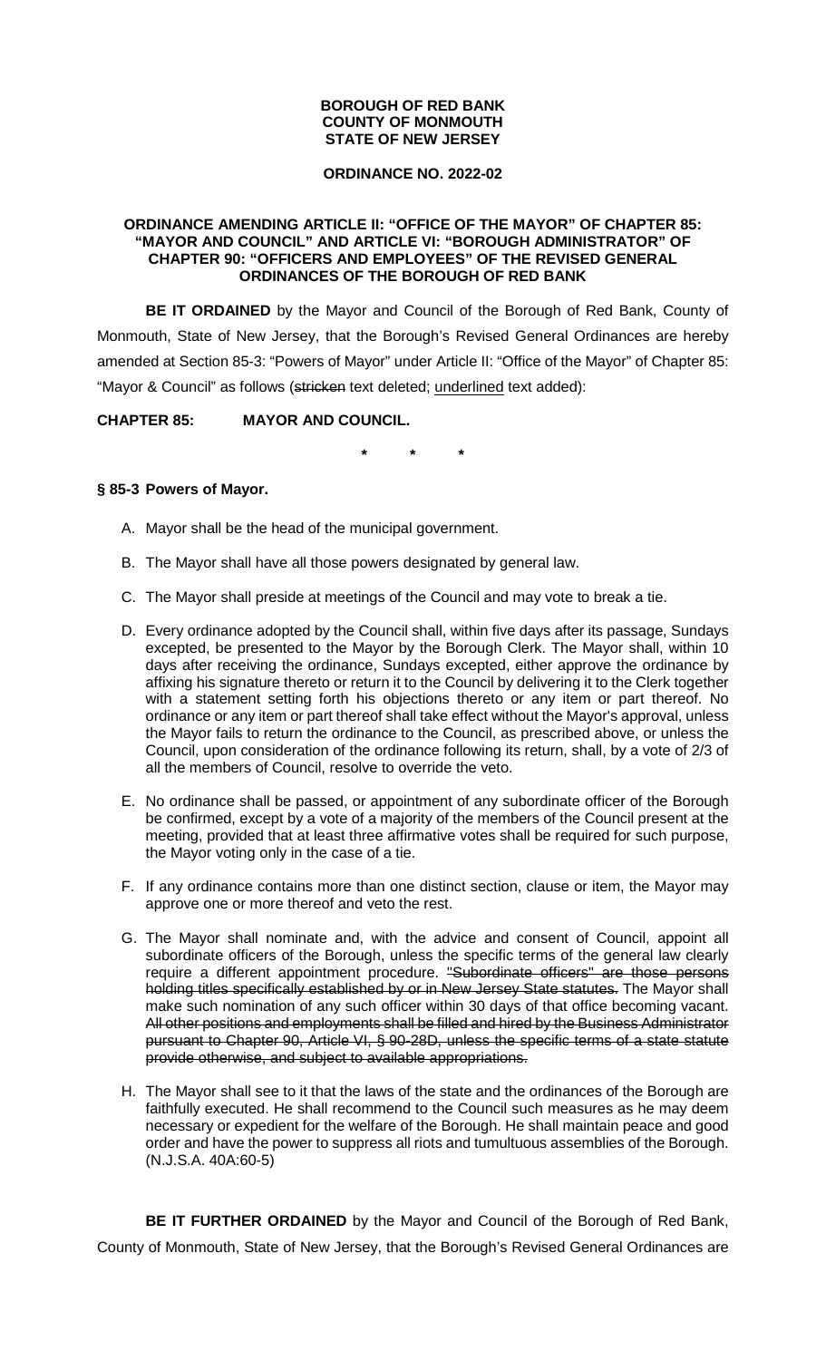**BOROUGH OF RED BANK**
**COUNTY OF MONMOUTH**
**STATE OF NEW JERSEY**

**ORDINANCE NO. 2022-02**

**ORDINANCE AMENDING ARTICLE II: "OFFICE OF THE MAYOR" OF CHAPTER 85: "MAYOR AND COUNCIL" AND ARTICLE VI: "BOROUGH ADMINISTRATOR" OF CHAPTER 90: "OFFICERS AND EMPLOYEES" OF THE REVISED GENERAL ORDINANCES OF THE BOROUGH OF RED BANK**

**BE IT ORDAINED** by the Mayor and Council of the Borough of Red Bank, County of Monmouth, State of New Jersey, that the Borough's Revised General Ordinances are hereby amended at Section 85-3: "Powers of Mayor" under Article II: "Office of the Mayor" of Chapter 85: "Mayor & Council" as follows (~~stricken~~ text deleted; <u>underlined</u> text added):

**CHAPTER 85: MAYOR AND COUNCIL.**

\* \* \*

**§ 85-3 Powers of Mayor.**

A. Mayor shall be the head of the municipal government.

B. The Mayor shall have all those powers designated by general law.

C. The Mayor shall preside at meetings of the Council and may vote to break a tie.

D. Every ordinance adopted by the Council shall, within five days after its passage, Sundays excepted, be presented to the Mayor by the Borough Clerk. The Mayor shall, within 10 days after receiving the ordinance, Sundays excepted, either approve the ordinance by affixing his signature thereto or return it to the Council by delivering it to the Clerk together with a statement setting forth his objections thereto or any item or part thereof. No ordinance or any item or part thereof shall take effect without the Mayor's approval, unless the Mayor fails to return the ordinance to the Council, as prescribed above, or unless the Council, upon consideration of the ordinance following its return, shall, by a vote of 2/3 of all the members of Council, resolve to override the veto.

E. No ordinance shall be passed, or appointment of any subordinate officer of the Borough be confirmed, except by a vote of a majority of the members of the Council present at the meeting, provided that at least three affirmative votes shall be required for such purpose, the Mayor voting only in the case of a tie.

F. If any ordinance contains more than one distinct section, clause or item, the Mayor may approve one or more thereof and veto the rest.

G. The Mayor shall nominate and, with the advice and consent of Council, appoint all subordinate officers of the Borough, unless the specific terms of the general law clearly require a different appointment procedure. ~~"Subordinate officers" are those persons holding titles specifically established by or in New Jersey State statutes.~~ The Mayor shall make such nomination of any such officer within 30 days of that office becoming vacant. ~~All other positions and employments shall be filled and hired by the Business Administrator pursuant to Chapter 90, Article VI, § 90-28D, unless the specific terms of a state statute provide otherwise, and subject to available appropriations.~~

H. The Mayor shall see to it that the laws of the state and the ordinances of the Borough are faithfully executed. He shall recommend to the Council such measures as he may deem necessary or expedient for the welfare of the Borough. He shall maintain peace and good order and have the power to suppress all riots and tumultuous assemblies of the Borough. (N.J.S.A. 40A:60-5)

**BE IT FURTHER ORDAINED** by the Mayor and Council of the Borough of Red Bank, County of Monmouth, State of New Jersey, that the Borough's Revised General Ordinances are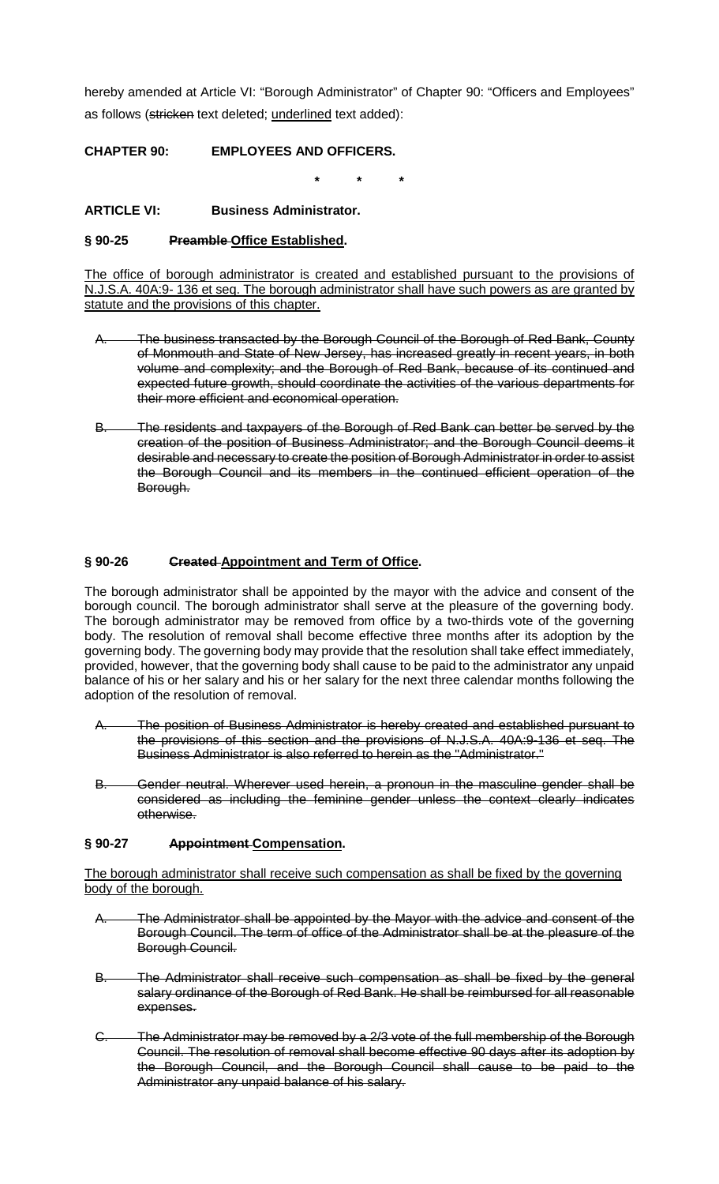hereby amended at Article VI: "Borough Administrator" of Chapter 90: "Officers and Employees" as follows (~~stricken~~ text deleted; <u>underlined</u> text added):

**CHAPTER 90: EMPLOYEES AND OFFICERS.**

\* \* \*

**ARTICLE VI: Business Administrator.**

**§ 90-25 ~~Preamble~~ <u>Office Established</u>.**

<u>The office of borough administrator is created and established pursuant to the provisions of N.J.S.A. 40A:9- 136 et seq. The borough administrator shall have such powers as are granted by statute and the provisions of this chapter.</u>

~~A. The business transacted by the Borough Council of the Borough of Red Bank, County of Monmouth and State of New Jersey, has increased greatly in recent years, in both volume and complexity; and the Borough of Red Bank, because of its continued and expected future growth, should coordinate the activities of the various departments for their more efficient and economical operation.~~

~~B. The residents and taxpayers of the Borough of Red Bank can better be served by the creation of the position of Business Administrator; and the Borough Council deems it desirable and necessary to create the position of Borough Administrator in order to assist the Borough Council and its members in the continued efficient operation of the Borough.~~

**§ 90-26 ~~Created~~ <u>Appointment and Term of Office</u>.**

The borough administrator shall be appointed by the mayor with the advice and consent of the borough council. The borough administrator shall serve at the pleasure of the governing body. The borough administrator may be removed from office by a two-thirds vote of the governing body. The resolution of removal shall become effective three months after its adoption by the governing body. The governing body may provide that the resolution shall take effect immediately, provided, however, that the governing body shall cause to be paid to the administrator any unpaid balance of his or her salary and his or her salary for the next three calendar months following the adoption of the resolution of removal.

~~A. The position of Business Administrator is hereby created and established pursuant to the provisions of this section and the provisions of N.J.S.A. 40A:9-136 et seq. The Business Administrator is also referred to herein as the "Administrator."~~

~~B. Gender neutral. Wherever used herein, a pronoun in the masculine gender shall be considered as including the feminine gender unless the context clearly indicates otherwise.~~

**§ 90-27 ~~Appointment~~ <u>Compensation</u>.**

<u>The borough administrator shall receive such compensation as shall be fixed by the governing body of the borough.</u>

~~A. The Administrator shall be appointed by the Mayor with the advice and consent of the Borough Council. The term of office of the Administrator shall be at the pleasure of the Borough Council.~~

~~B. The Administrator shall receive such compensation as shall be fixed by the general salary ordinance of the Borough of Red Bank. He shall be reimbursed for all reasonable expenses.~~

~~C. The Administrator may be removed by a 2/3 vote of the full membership of the Borough Council. The resolution of removal shall become effective 90 days after its adoption by the Borough Council, and the Borough Council shall cause to be paid to the Administrator any unpaid balance of his salary.~~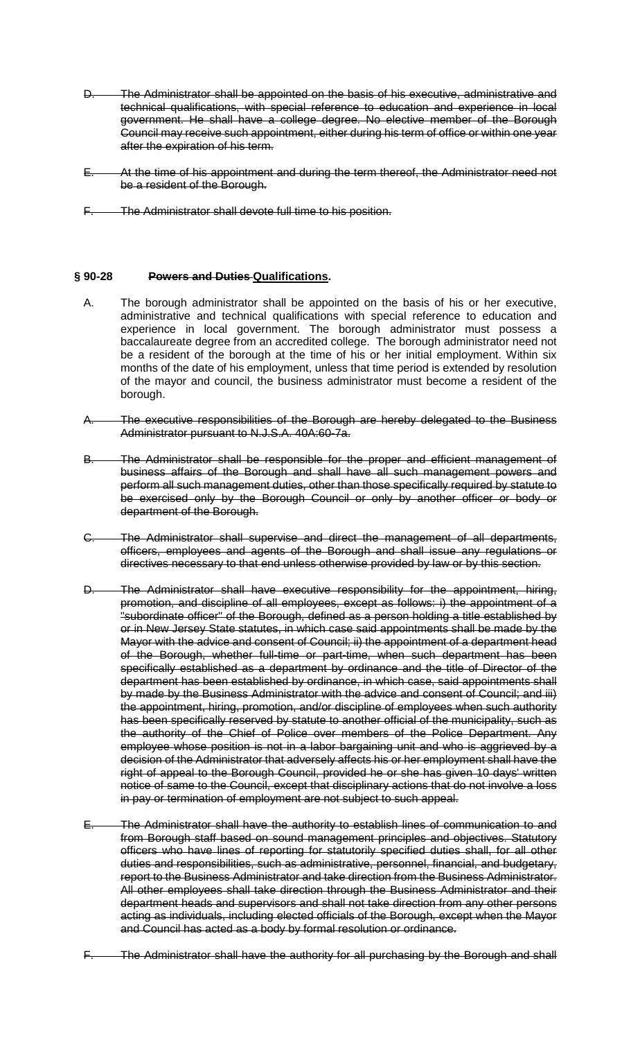D. ~~The Administrator shall be appointed on the basis of his executive, administrative and technical qualifications, with special reference to education and experience in local government. He shall have a college degree. No elective member of the Borough Council may receive such appointment, either during his term of office or within one year after the expiration of his term.~~

E. ~~At the time of his appointment and during the term thereof, the Administrator need not be a resident of the Borough.~~

F. ~~The Administrator shall devote full time to his position.~~

**§ 90-28 ~~Powers and Duties~~ Qualifications.**

A. The borough administrator shall be appointed on the basis of his or her executive, administrative and technical qualifications with special reference to education and experience in local government. The borough administrator must possess a baccalaureate degree from an accredited college. The borough administrator need not be a resident of the borough at the time of his or her initial employment. Within six months of the date of his employment, unless that time period is extended by resolution of the mayor and council, the business administrator must become a resident of the borough.

A. ~~The executive responsibilities of the Borough are hereby delegated to the Business Administrator pursuant to N.J.S.A. 40A:60-7a.~~

B. ~~The Administrator shall be responsible for the proper and efficient management of business affairs of the Borough and shall have all such management powers and perform all such management duties, other than those specifically required by statute to be exercised only by the Borough Council or only by another officer or body or department of the Borough.~~

C. ~~The Administrator shall supervise and direct the management of all departments, officers, employees and agents of the Borough and shall issue any regulations or directives necessary to that end unless otherwise provided by law or by this section.~~

D. ~~The Administrator shall have executive responsibility for the appointment, hiring, promotion, and discipline of all employees, except as follows: i) the appointment of a "subordinate officer" of the Borough, defined as a person holding a title established by or in New Jersey State statutes, in which case said appointments shall be made by the Mayor with the advice and consent of Council; ii) the appointment of a department head of the Borough, whether full-time or part-time, when such department has been specifically established as a department by ordinance and the title of Director of the department has been established by ordinance, in which case, said appointments shall by made by the Business Administrator with the advice and consent of Council; and iii) the appointment, hiring, promotion, and/or discipline of employees when such authority has been specifically reserved by statute to another official of the municipality, such as the authority of the Chief of Police over members of the Police Department. Any employee whose position is not in a labor bargaining unit and who is aggrieved by a decision of the Administrator that adversely affects his or her employment shall have the right of appeal to the Borough Council, provided he or she has given 10 days' written notice of same to the Council, except that disciplinary actions that do not involve a loss in pay or termination of employment are not subject to such appeal.~~

E. ~~The Administrator shall have the authority to establish lines of communication to and from Borough staff based on sound management principles and objectives. Statutory officers who have lines of reporting for statutorily specified duties shall, for all other duties and responsibilities, such as administrative, personnel, financial, and budgetary, report to the Business Administrator and take direction from the Business Administrator. All other employees shall take direction through the Business Administrator and their department heads and supervisors and shall not take direction from any other persons acting as individuals, including elected officials of the Borough, except when the Mayor and Council has acted as a body by formal resolution or ordinance.~~

F. ~~The Administrator shall have the authority for all purchasing by the Borough and shall~~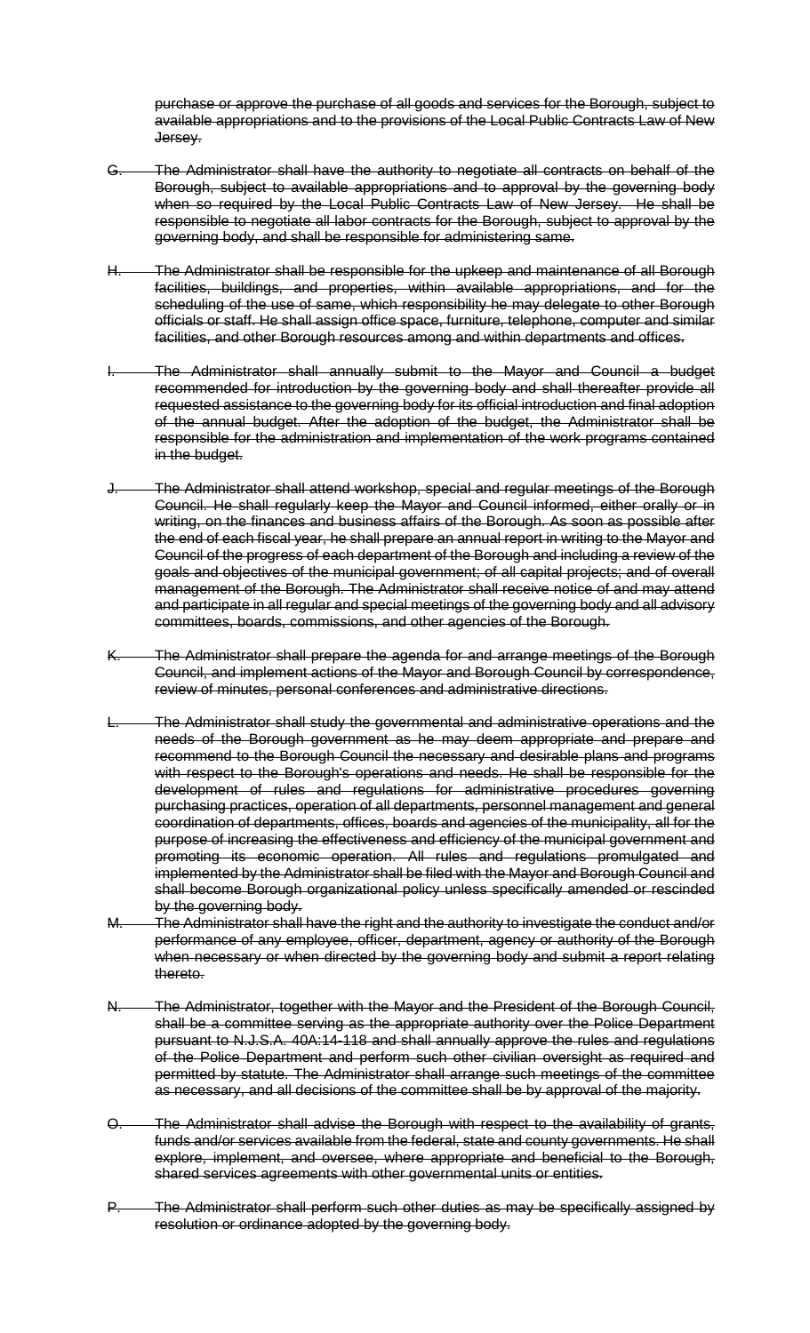~~purchase or approve the purchase of all goods and services for the Borough, subject to available appropriations and to the provisions of the Local Public Contracts Law of New Jersey.~~

G. ~~The Administrator shall have the authority to negotiate all contracts on behalf of the Borough, subject to available appropriations and to approval by the governing body when so required by the Local Public Contracts Law of New Jersey. He shall be responsible to negotiate all labor contracts for the Borough, subject to approval by the governing body, and shall be responsible for administering same.~~

H. ~~The Administrator shall be responsible for the upkeep and maintenance of all Borough facilities, buildings, and properties, within available appropriations, and for the scheduling of the use of same, which responsibility he may delegate to other Borough officials or staff. He shall assign office space, furniture, telephone, computer and similar facilities, and other Borough resources among and within departments and offices.~~

I. ~~The Administrator shall annually submit to the Mayor and Council a budget recommended for introduction by the governing body and shall thereafter provide all requested assistance to the governing body for its official introduction and final adoption of the annual budget. After the adoption of the budget, the Administrator shall be responsible for the administration and implementation of the work programs contained in the budget.~~

J. ~~The Administrator shall attend workshop, special and regular meetings of the Borough Council. He shall regularly keep the Mayor and Council informed, either orally or in writing, on the finances and business affairs of the Borough. As soon as possible after the end of each fiscal year, he shall prepare an annual report in writing to the Mayor and Council of the progress of each department of the Borough and including a review of the goals and objectives of the municipal government; of all capital projects; and of overall management of the Borough. The Administrator shall receive notice of and may attend and participate in all regular and special meetings of the governing body and all advisory committees, boards, commissions, and other agencies of the Borough.~~

K. ~~The Administrator shall prepare the agenda for and arrange meetings of the Borough Council, and implement actions of the Mayor and Borough Council by correspondence, review of minutes, personal conferences and administrative directions.~~

L. ~~The Administrator shall study the governmental and administrative operations and the needs of the Borough government as he may deem appropriate and prepare and recommend to the Borough Council the necessary and desirable plans and programs with respect to the Borough's operations and needs. He shall be responsible for the development of rules and regulations for administrative procedures governing purchasing practices, operation of all departments, personnel management and general coordination of departments, offices, boards and agencies of the municipality, all for the purpose of increasing the effectiveness and efficiency of the municipal government and promoting its economic operation. All rules and regulations promulgated and implemented by the Administrator shall be filed with the Mayor and Borough Council and shall become Borough organizational policy unless specifically amended or rescinded by the governing body.~~

M. ~~The Administrator shall have the right and the authority to investigate the conduct and/or performance of any employee, officer, department, agency or authority of the Borough when necessary or when directed by the governing body and submit a report relating thereto.~~

N. ~~The Administrator, together with the Mayor and the President of the Borough Council, shall be a committee serving as the appropriate authority over the Police Department pursuant to N.J.S.A. 40A:14-118 and shall annually approve the rules and regulations of the Police Department and perform such other civilian oversight as required and permitted by statute. The Administrator shall arrange such meetings of the committee as necessary, and all decisions of the committee shall be by approval of the majority.~~

O. ~~The Administrator shall advise the Borough with respect to the availability of grants, funds and/or services available from the federal, state and county governments. He shall explore, implement, and oversee, where appropriate and beneficial to the Borough, shared services agreements with other governmental units or entities.~~

P. ~~The Administrator shall perform such other duties as may be specifically assigned by resolution or ordinance adopted by the governing body.~~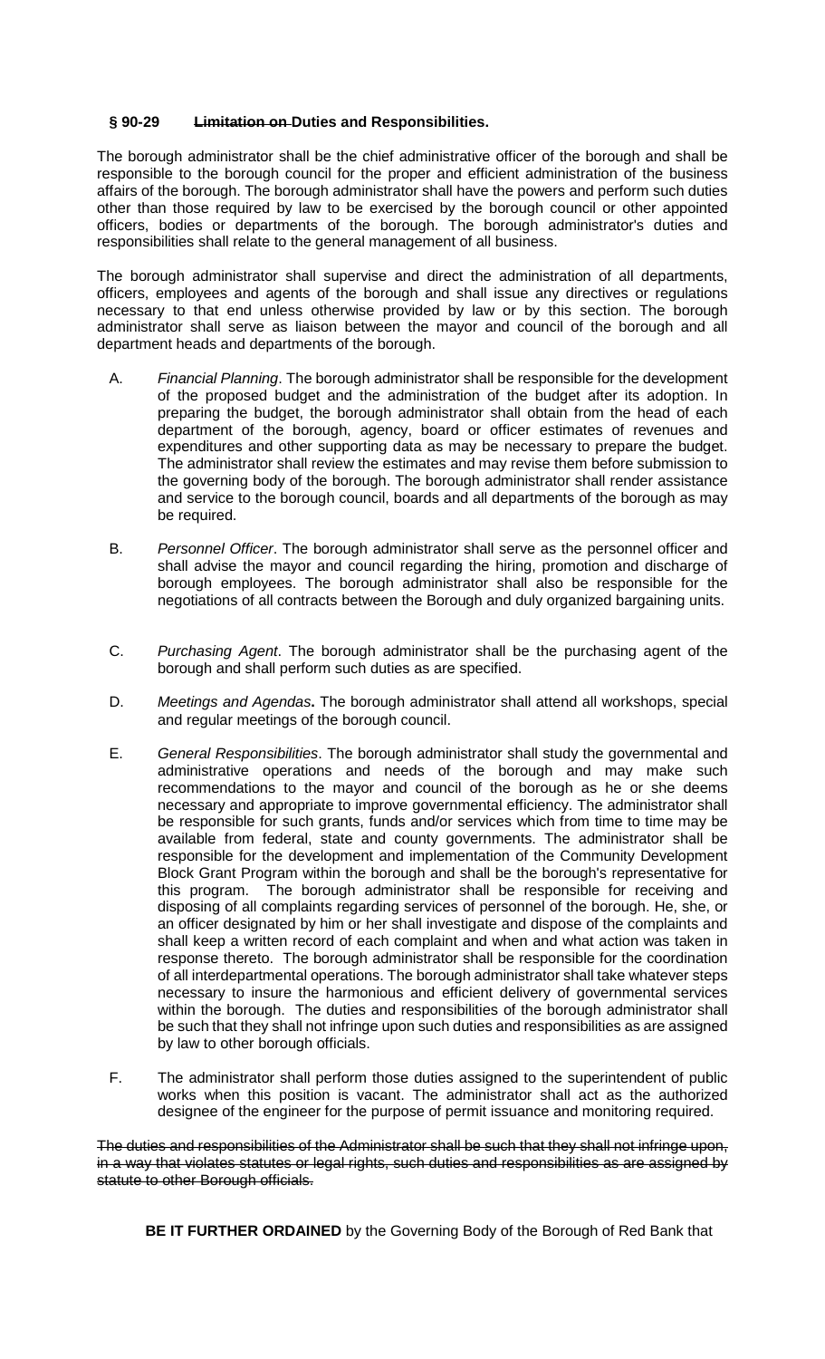**§ 90-29 ~~Limitation on~~ Duties and Responsibilities.**

The borough administrator shall be the chief administrative officer of the borough and shall be responsible to the borough council for the proper and efficient administration of the business affairs of the borough. The borough administrator shall have the powers and perform such duties other than those required by law to be exercised by the borough council or other appointed officers, bodies or departments of the borough. The borough administrator's duties and responsibilities shall relate to the general management of all business.

The borough administrator shall supervise and direct the administration of all departments, officers, employees and agents of the borough and shall issue any directives or regulations necessary to that end unless otherwise provided by law or by this section. The borough administrator shall serve as liaison between the mayor and council of the borough and all department heads and departments of the borough.

A. *Financial Planning*. The borough administrator shall be responsible for the development of the proposed budget and the administration of the budget after its adoption. In preparing the budget, the borough administrator shall obtain from the head of each department of the borough, agency, board or officer estimates of revenues and expenditures and other supporting data as may be necessary to prepare the budget. The administrator shall review the estimates and may revise them before submission to the governing body of the borough. The borough administrator shall render assistance and service to the borough council, boards and all departments of the borough as may be required.

B. *Personnel Officer*. The borough administrator shall serve as the personnel officer and shall advise the mayor and council regarding the hiring, promotion and discharge of borough employees. The borough administrator shall also be responsible for the negotiations of all contracts between the Borough and duly organized bargaining units.

C. *Purchasing Agent*. The borough administrator shall be the purchasing agent of the borough and shall perform such duties as are specified.

D. *Meetings and Agendas***.** The borough administrator shall attend all workshops, special and regular meetings of the borough council.

E. *General Responsibilities*. The borough administrator shall study the governmental and administrative operations and needs of the borough and may make such recommendations to the mayor and council of the borough as he or she deems necessary and appropriate to improve governmental efficiency. The administrator shall be responsible for such grants, funds and/or services which from time to time may be available from federal, state and county governments. The administrator shall be responsible for the development and implementation of the Community Development Block Grant Program within the borough and shall be the borough's representative for this program. The borough administrator shall be responsible for receiving and disposing of all complaints regarding services of personnel of the borough. He, she, or an officer designated by him or her shall investigate and dispose of the complaints and shall keep a written record of each complaint and when and what action was taken in response thereto. The borough administrator shall be responsible for the coordination of all interdepartmental operations. The borough administrator shall take whatever steps necessary to insure the harmonious and efficient delivery of governmental services within the borough. The duties and responsibilities of the borough administrator shall be such that they shall not infringe upon such duties and responsibilities as are assigned by law to other borough officials.

F. The administrator shall perform those duties assigned to the superintendent of public works when this position is vacant. The administrator shall act as the authorized designee of the engineer for the purpose of permit issuance and monitoring required.

~~The duties and responsibilities of the Administrator shall be such that they shall not infringe upon, in a way that violates statutes or legal rights, such duties and responsibilities as are assigned by statute to other Borough officials.~~

**BE IT FURTHER ORDAINED** by the Governing Body of the Borough of Red Bank that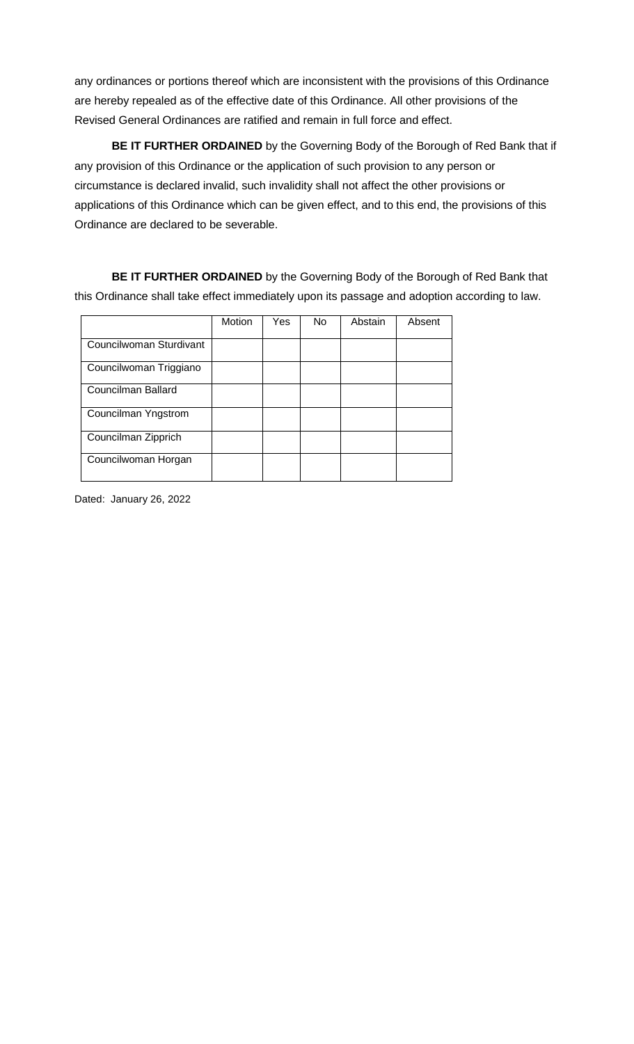any ordinances or portions thereof which are inconsistent with the provisions of this Ordinance are hereby repealed as of the effective date of this Ordinance. All other provisions of the Revised General Ordinances are ratified and remain in full force and effect.

**BE IT FURTHER ORDAINED** by the Governing Body of the Borough of Red Bank that if any provision of this Ordinance or the application of such provision to any person or circumstance is declared invalid, such invalidity shall not affect the other provisions or applications of this Ordinance which can be given effect, and to this end, the provisions of this Ordinance are declared to be severable.

**BE IT FURTHER ORDAINED** by the Governing Body of the Borough of Red Bank that this Ordinance shall take effect immediately upon its passage and adoption according to law.

| | Motion | Yes | No | Abstain | Absent |
|---|---|---|---|---|---|
| Councilwoman Sturdivant | | | | | |
| Councilwoman Triggiano | | | | | |
| Councilman Ballard | | | | | |
| Councilman Yngstrom | | | | | |
| Councilman Zipprich | | | | | |
| Councilwoman Horgan | | | | | |

Dated: January 26, 2022